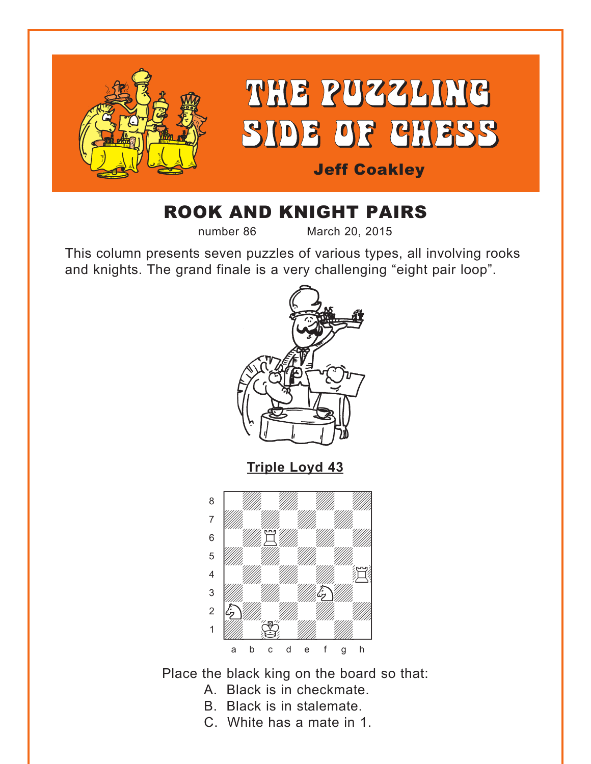# THE PUZZLING SIDE OF CHESS

**Jeff Coakley**

## ROOK AND KNIGHT PAIRS

number 86 March 20, 2015

This column presents seven puzzles of various types, all involving rooks and knights. The grand finale is a very challenging "eight pair loop".

**Triple Loyd 43**

Place the black king on the board so that:

A. Black is in checkmate.
B. Black is in stalemate.
C. White has a mate in 1.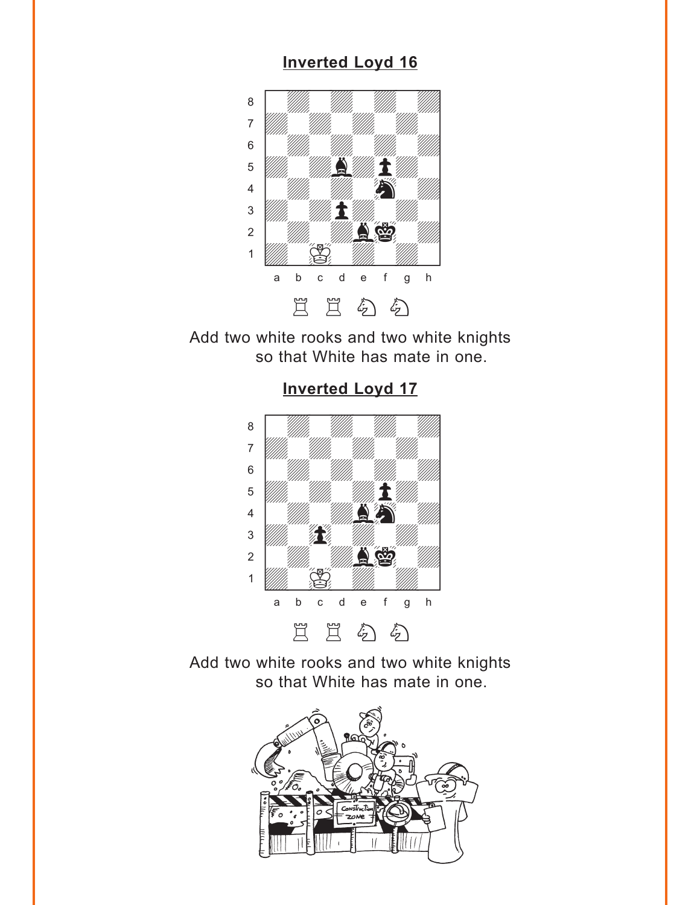## Inverted Loyd 16

Add two white rooks and two white knights so that White has mate in one.

## Inverted Loyd 17

Add two white rooks and two white knights so that White has mate in one.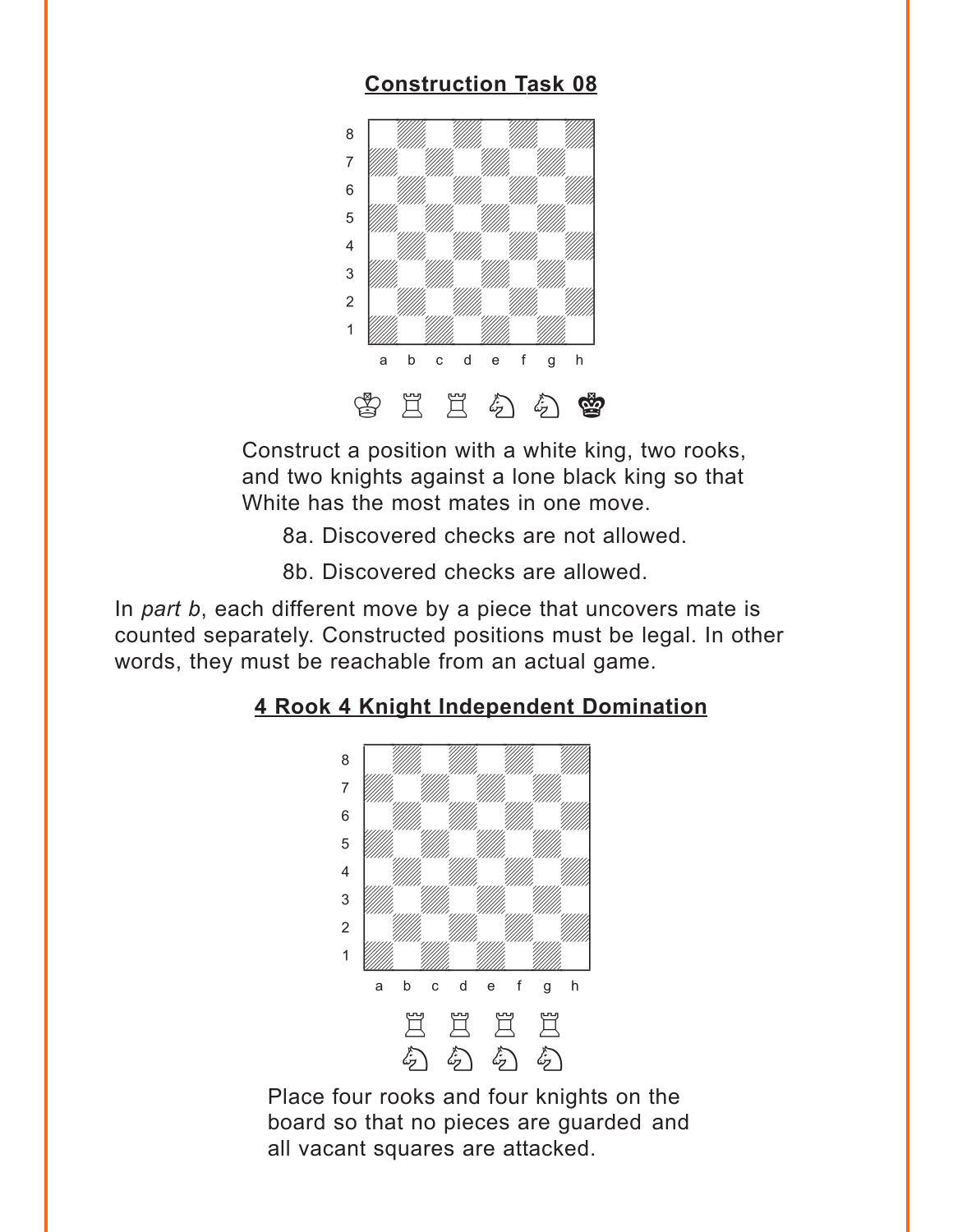## Construction Task 08

Construct a position with a white king, two rooks, and two knights against a lone black king so that White has the most mates in one move.

8a. Discovered checks are not allowed.

8b. Discovered checks are allowed.

In *part b*, each different move by a piece that uncovers mate is counted separately. Constructed positions must be legal. In other words, they must be reachable from an actual game.

## 4 Rook 4 Knight Independent Domination

Place four rooks and four knights on the board so that no pieces are guarded and all vacant squares are attacked.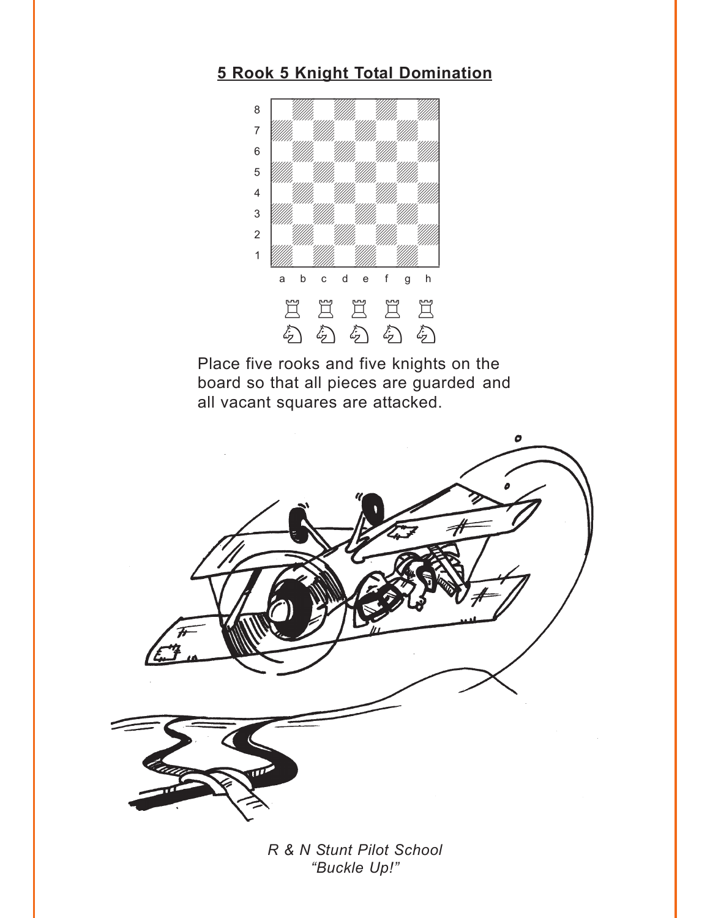**5 Rook 5 Knight Total Domination**

Place five rooks and five knights on the board so that all pieces are guarded and all vacant squares are attacked.

*R & N Stunt Pilot School*
*"Buckle Up!"*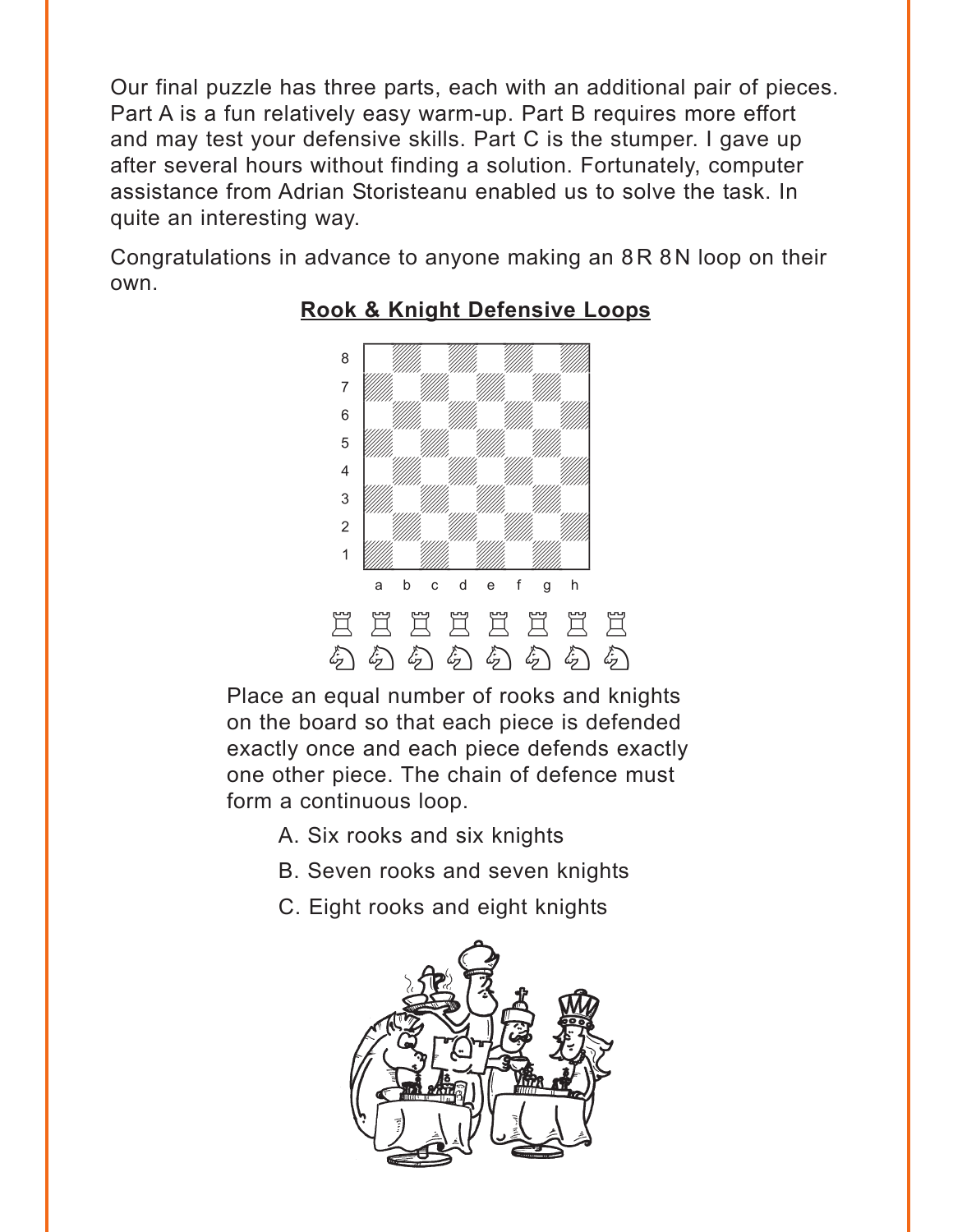Our final puzzle has three parts, each with an additional pair of pieces. Part A is a fun relatively easy warm-up. Part B requires more effort and may test your defensive skills. Part C is the stumper. I gave up after several hours without finding a solution. Fortunately, computer assistance from Adrian Storisteanu enabled us to solve the task. In quite an interesting way.

Congratulations in advance to anyone making an 8R 8N loop on their own.

## Rook & Knight Defensive Loops

♖ ♖ ♖ ♖ ♖ ♖ ♖ ♖

♘ ♘ ♘ ♘ ♘ ♘ ♘ ♘

Place an equal number of rooks and knights on the board so that each piece is defended exactly once and each piece defends exactly one other piece. The chain of defence must form a continuous loop.

A. Six rooks and six knights

B. Seven rooks and seven knights

C. Eight rooks and eight knights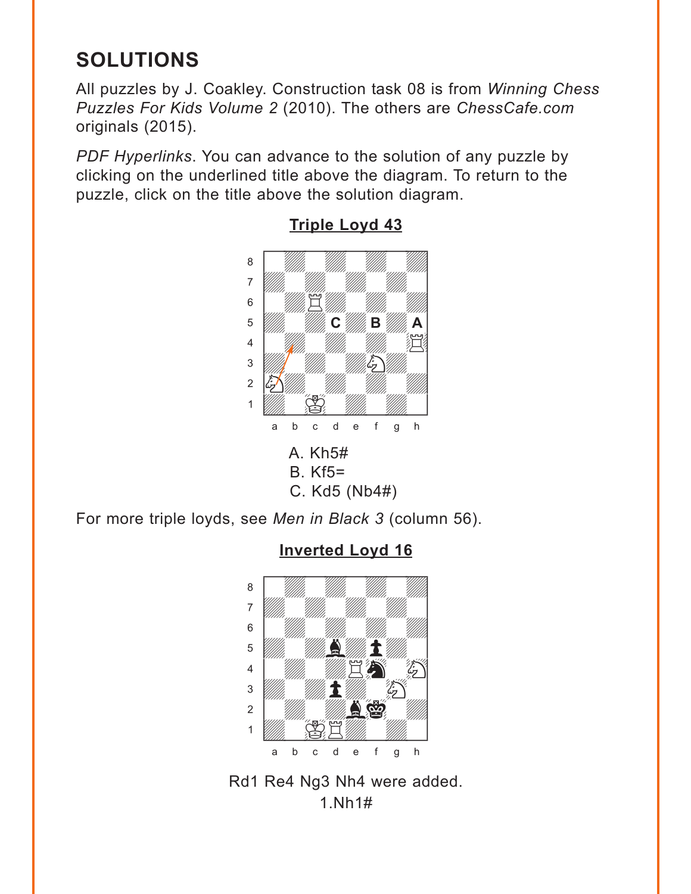# SOLUTIONS

All puzzles by J. Coakley. Construction task 08 is from *Winning Chess Puzzles For Kids Volume 2* (2010). The others are *ChessCafe.com* originals (2015).

*PDF Hyperlinks*. You can advance to the solution of any puzzle by clicking on the underlined title above the diagram. To return to the puzzle, click on the title above the solution diagram.

## Triple Loyd 43

A. Kh5#
B. Kf5=
C. Kd5 (Nb4#)

For more triple loyds, see *Men in Black 3* (column 56).

## Inverted Loyd 16

Rd1 Re4 Ng3 Nh4 were added.
1.Nh1#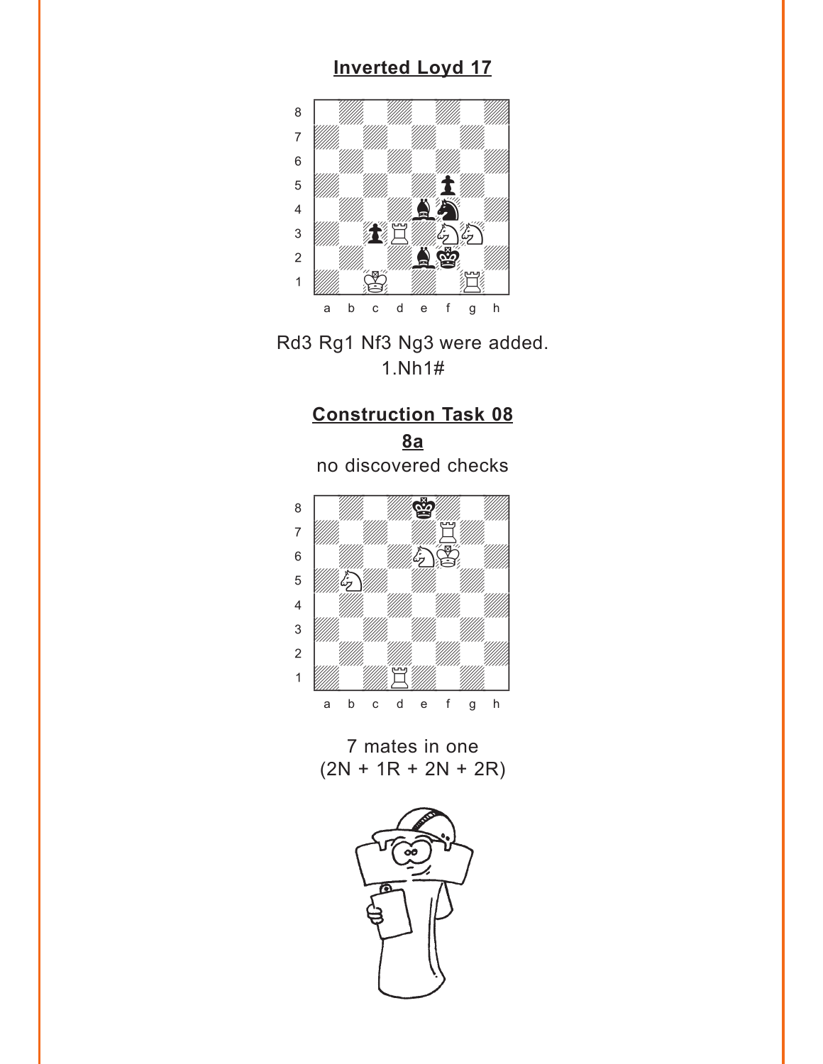## Inverted Loyd 17

Rd3 Rg1 Nf3 Ng3 were added.
1.Nh1#

## Construction Task 08

### 8a

no discovered checks

7 mates in one
(2N + 1R + 2N + 2R)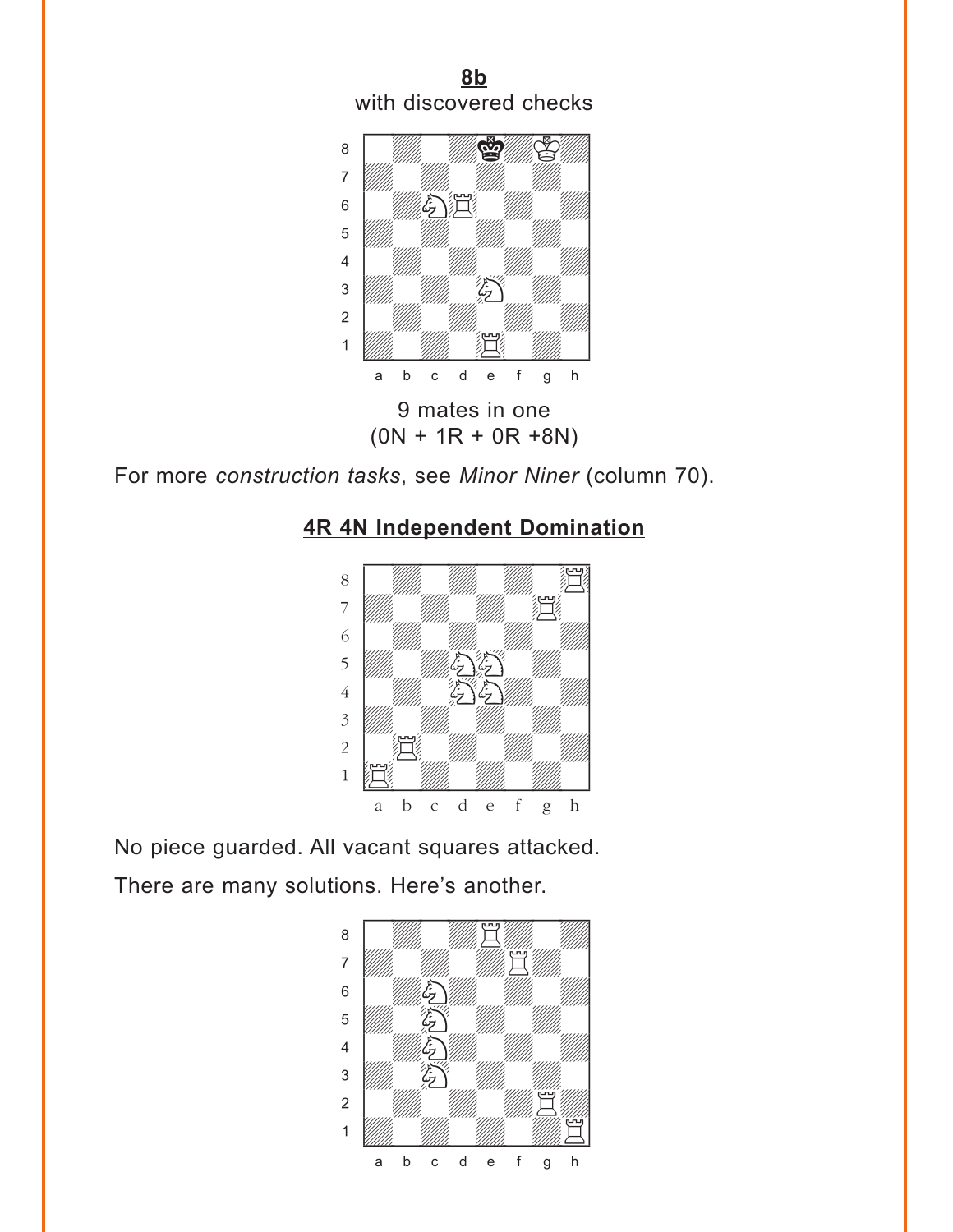**8b**
with discovered checks

9 mates in one
(0N + 1R + 0R +8N)

For more *construction tasks*, see *Minor Niner* (column 70).

**4R 4N Independent Domination**

No piece guarded. All vacant squares attacked.

There are many solutions. Here's another.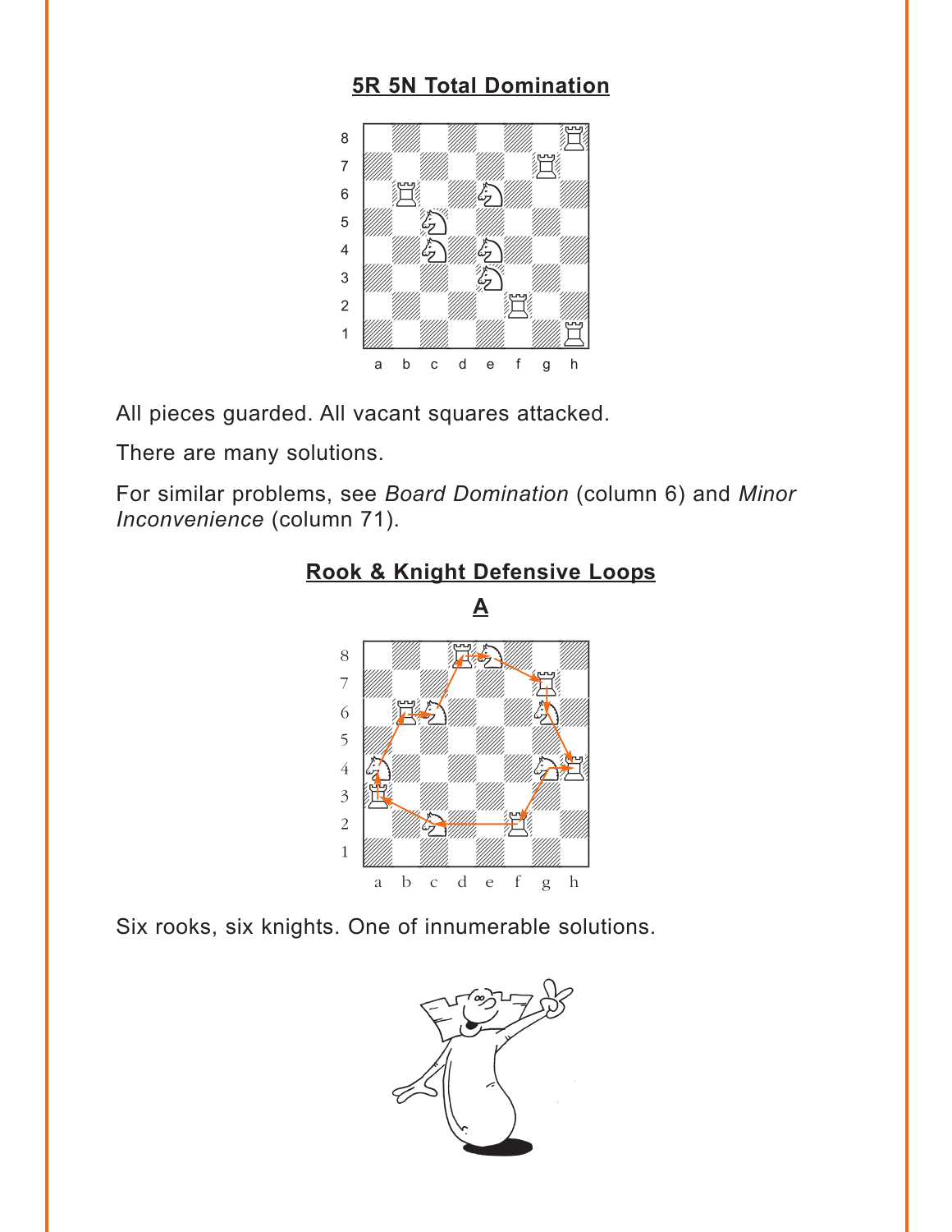## 5R 5N Total Domination

All pieces guarded. All vacant squares attacked.

There are many solutions.

For similar problems, see *Board Domination* (column 6) and *Minor Inconvenience* (column 71).

## Rook & Knight Defensive Loops

### A

Six rooks, six knights. One of innumerable solutions.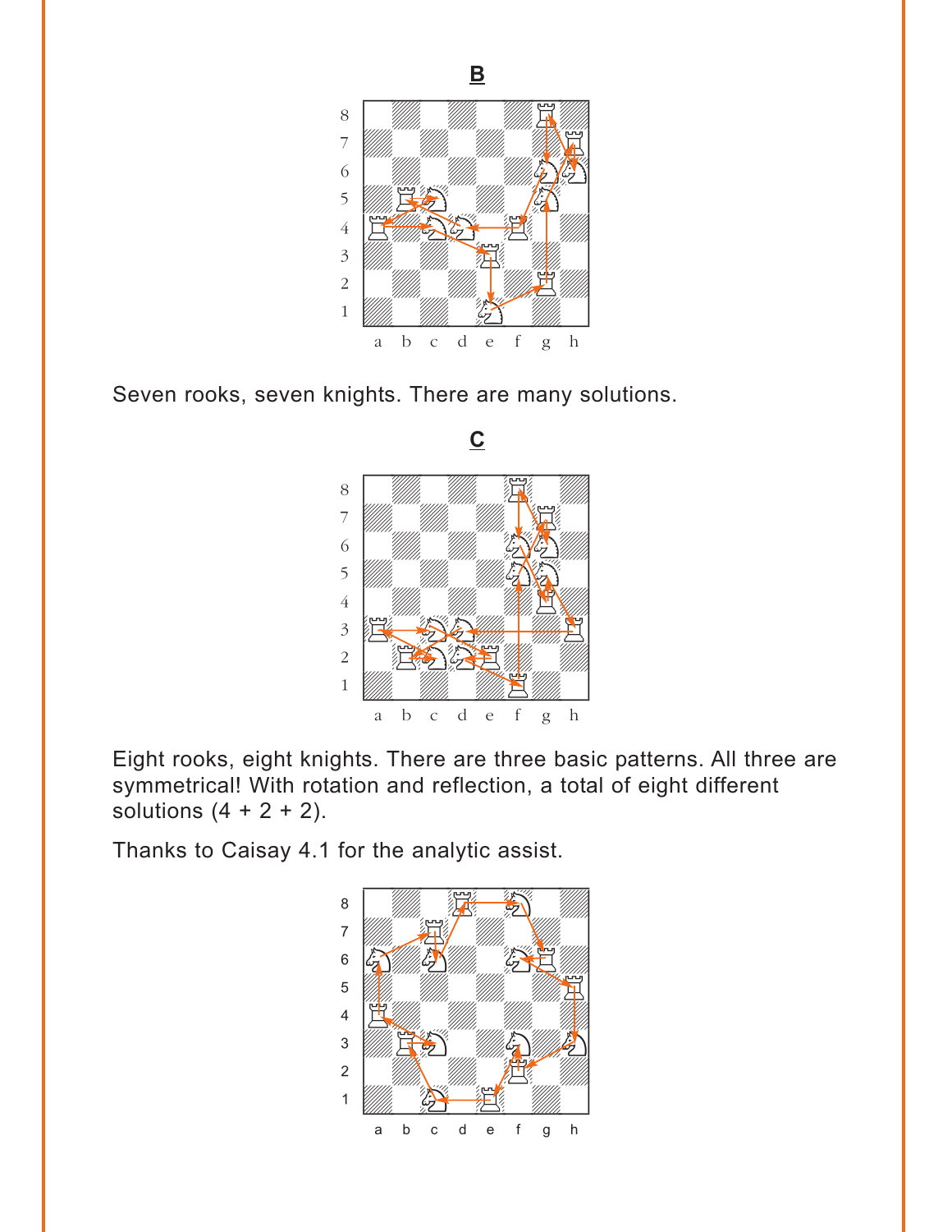**B**

Seven rooks, seven knights. There are many solutions.

**C**

Eight rooks, eight knights. There are three basic patterns. All three are symmetrical! With rotation and reflection, a total of eight different solutions (4 + 2 + 2).

Thanks to Caisay 4.1 for the analytic assist.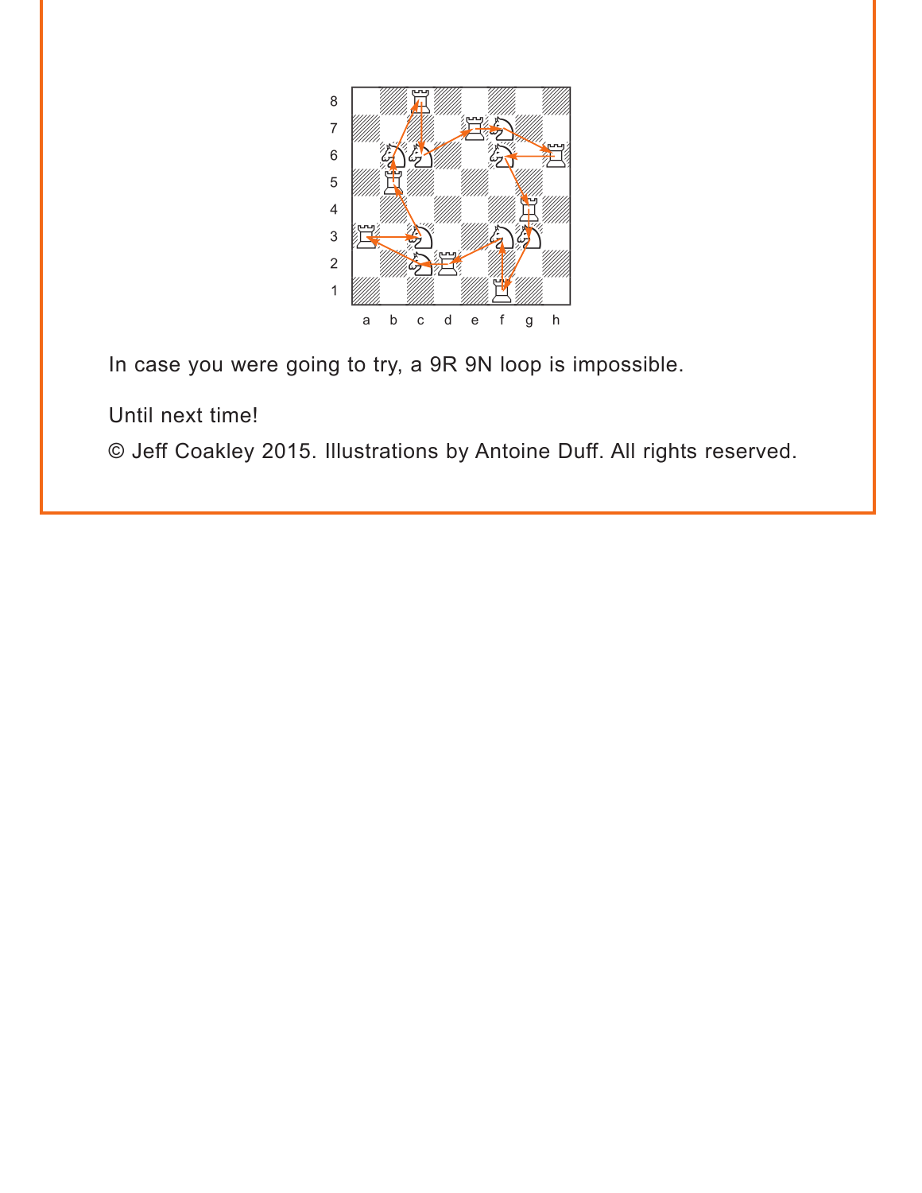8
7
6
5
4
3
2
1

a b c d e f g h

In case you were going to try, a 9R 9N loop is impossible.

Until next time!

© Jeff Coakley 2015. Illustrations by Antoine Duff. All rights reserved.